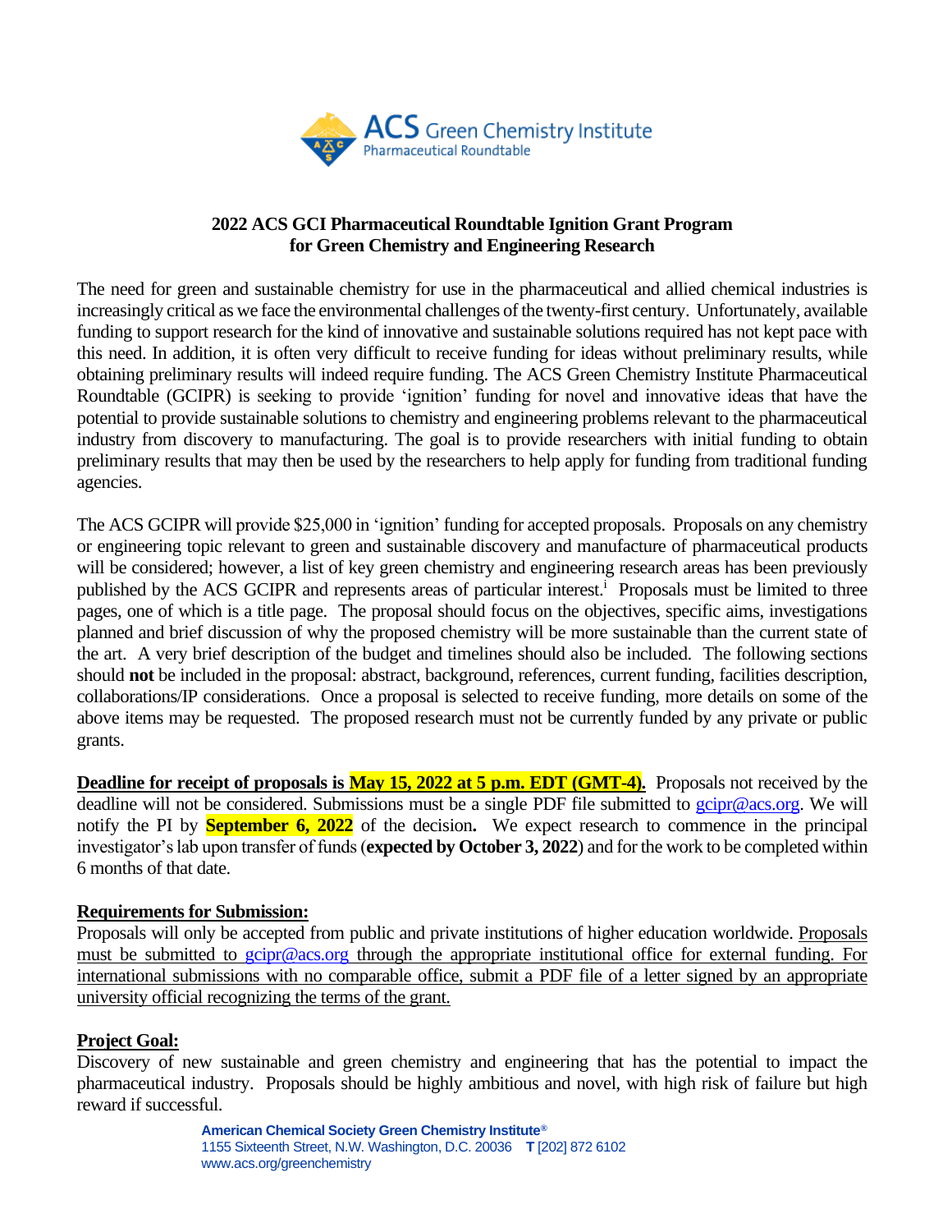# 2022 ACS GCI Pharmaceutical Roundtable Ignition Grant Program for Green Chemistry and Engineering Research

The need for green and sustainable chemistry for use in the pharmaceutical and allied chemical industries is increasingly critical as we face the environmental challenges of the twenty-first century. Unfortunately, available funding to support research for the kind of innovative and sustainable solutions required has not kept pace with this need. In addition, it is often very difficult to receive funding for ideas without preliminary results, while obtaining preliminary results will indeed require funding. The ACS Green Chemistry Institute Pharmaceutical Roundtable (GCIPR) is seeking to provide 'ignition' funding for novel and innovative ideas that have the potential to provide sustainable solutions to chemistry and engineering problems relevant to the pharmaceutical industry from discovery to manufacturing. The goal is to provide researchers with initial funding to obtain preliminary results that may then be used by the researchers to help apply for funding from traditional funding agencies.

The ACS GCIPR will provide $25,000 in 'ignition' funding for accepted proposals. Proposals on any chemistry or engineering topic relevant to green and sustainable discovery and manufacture of pharmaceutical products will be considered; however, a list of key green chemistry and engineering research areas has been previously published by the ACS GCIPR and represents areas of particular interest.[i] Proposals must be limited to three pages, one of which is a title page. The proposal should focus on the objectives, specific aims, investigations planned and brief discussion of why the proposed chemistry will be more sustainable than the current state of the art. A very brief description of the budget and timelines should also be included. The following sections should **not** be included in the proposal: abstract, background, references, current funding, facilities description, collaborations/IP considerations. Once a proposal is selected to receive funding, more details on some of the above items may be requested. The proposed research must not be currently funded by any private or public grants.

**Deadline for receipt of proposals is May 15, 2022 at 5 p.m. EDT (GMT-4).** Proposals not received by the deadline will not be considered. Submissions must be a single PDF file submitted to gcipr@acs.org. We will notify the PI by **September 6, 2022** of the decision**.** We expect research to commence in the principal investigator's lab upon transfer of funds (**expected by October 3, 2022**) and for the work to be completed within 6 months of that date.

## Requirements for Submission:

Proposals will only be accepted from public and private institutions of higher education worldwide. Proposals must be submitted to gcipr@acs.org through the appropriate institutional office for external funding. For international submissions with no comparable office, submit a PDF file of a letter signed by an appropriate university official recognizing the terms of the grant.

## Project Goal:

Discovery of new sustainable and green chemistry and engineering that has the potential to impact the pharmaceutical industry. Proposals should be highly ambitious and novel, with high risk of failure but high reward if successful.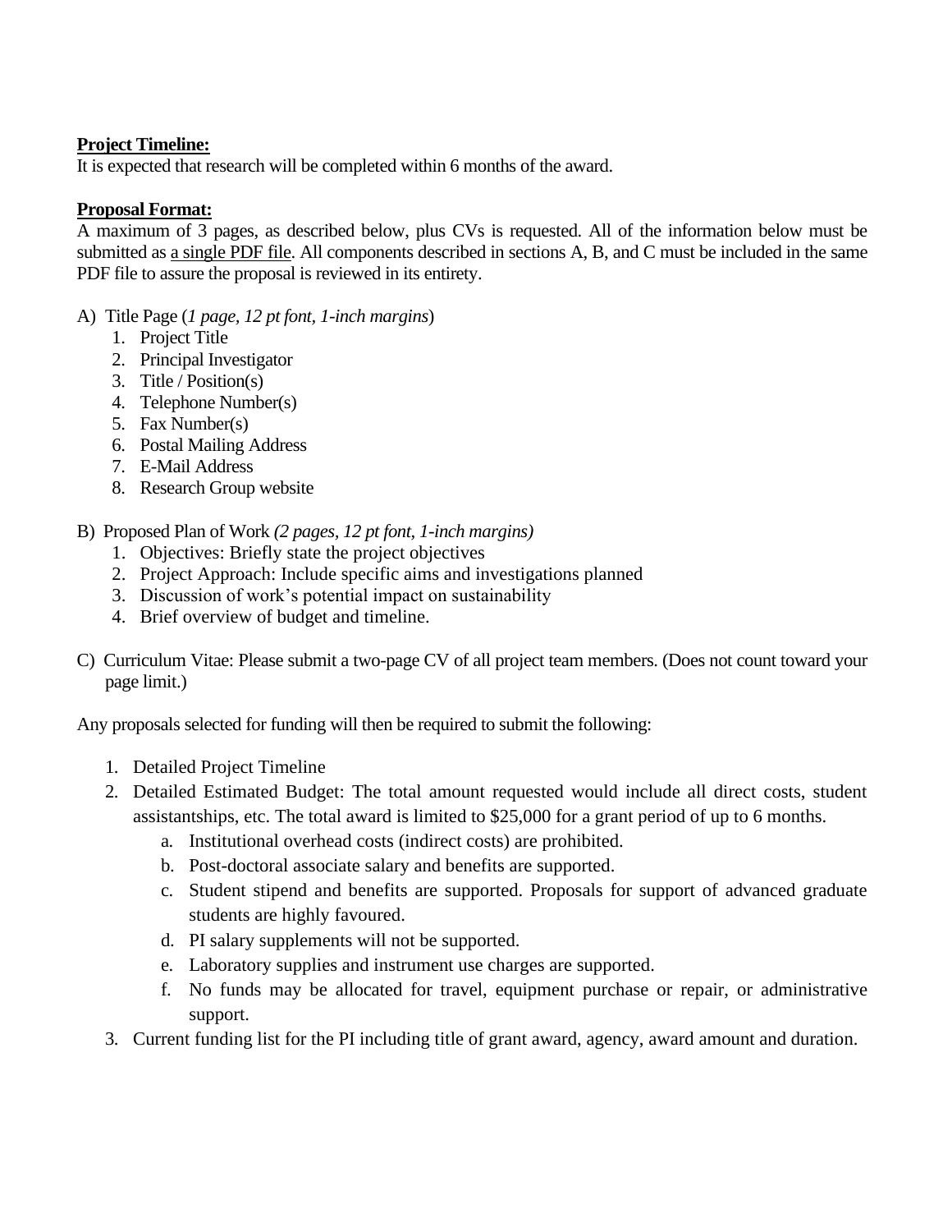**Project Timeline:**
It is expected that research will be completed within 6 months of the award.

**Proposal Format:**
A maximum of 3 pages, as described below, plus CVs is requested. All of the information below must be submitted as a single PDF file. All components described in sections A, B, and C must be included in the same PDF file to assure the proposal is reviewed in its entirety.

A) Title Page (*1 page, 12 pt font, 1-inch margins*)
   1. Project Title
   2. Principal Investigator
   3. Title / Position(s)
   4. Telephone Number(s)
   5. Fax Number(s)
   6. Postal Mailing Address
   7. E-Mail Address
   8. Research Group website

B) Proposed Plan of Work *(2 pages, 12 pt font, 1-inch margins)*
   1. Objectives: Briefly state the project objectives
   2. Project Approach: Include specific aims and investigations planned
   3. Discussion of work's potential impact on sustainability
   4. Brief overview of budget and timeline.

C) Curriculum Vitae: Please submit a two-page CV of all project team members. (Does not count toward your page limit.)

Any proposals selected for funding will then be required to submit the following:

1. Detailed Project Timeline
2. Detailed Estimated Budget: The total amount requested would include all direct costs, student assistantships, etc. The total award is limited to $25,000 for a grant period of up to 6 months.
   a. Institutional overhead costs (indirect costs) are prohibited.
   b. Post-doctoral associate salary and benefits are supported.
   c. Student stipend and benefits are supported. Proposals for support of advanced graduate students are highly favoured.
   d. PI salary supplements will not be supported.
   e. Laboratory supplies and instrument use charges are supported.
   f. No funds may be allocated for travel, equipment purchase or repair, or administrative support.
3. Current funding list for the PI including title of grant award, agency, award amount and duration.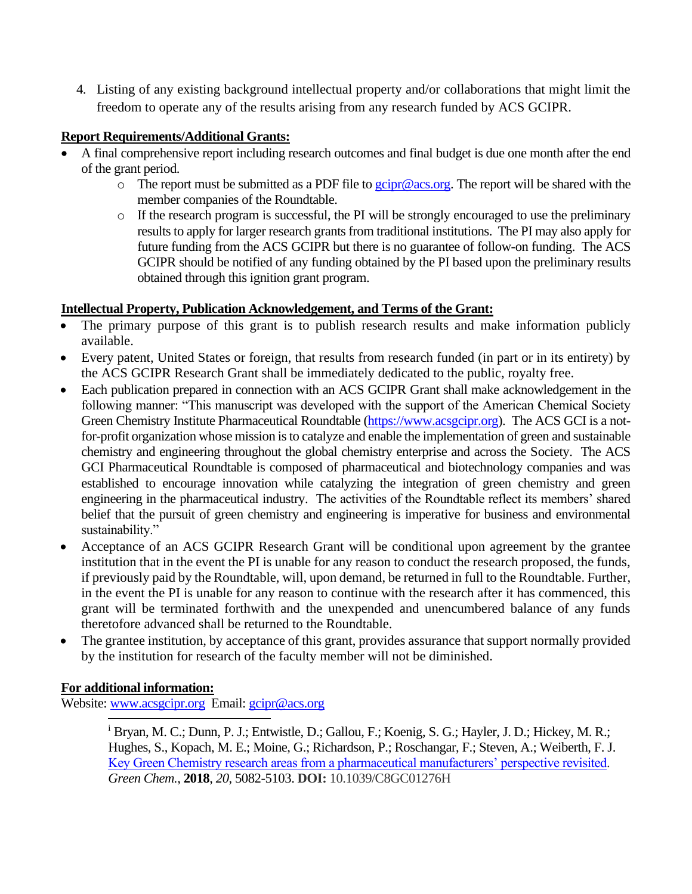4. Listing of any existing background intellectual property and/or collaborations that might limit the freedom to operate any of the results arising from any research funded by ACS GCIPR.

**Report Requirements/Additional Grants:**

- A final comprehensive report including research outcomes and final budget is due one month after the end of the grant period.
  - The report must be submitted as a PDF file to [gcipr@acs.org](mailto:gcipr@acs.org). The report will be shared with the member companies of the Roundtable.
  - If the research program is successful, the PI will be strongly encouraged to use the preliminary results to apply for larger research grants from traditional institutions. The PI may also apply for future funding from the ACS GCIPR but there is no guarantee of follow-on funding. The ACS GCIPR should be notified of any funding obtained by the PI based upon the preliminary results obtained through this ignition grant program.

**Intellectual Property, Publication Acknowledgement, and Terms of the Grant:**

- The primary purpose of this grant is to publish research results and make information publicly available.
- Every patent, United States or foreign, that results from research funded (in part or in its entirety) by the ACS GCIPR Research Grant shall be immediately dedicated to the public, royalty free.
- Each publication prepared in connection with an ACS GCIPR Grant shall make acknowledgement in the following manner: "This manuscript was developed with the support of the American Chemical Society Green Chemistry Institute Pharmaceutical Roundtable ([https://www.acsgcipr.org](https://www.acsgcipr.org)). The ACS GCI is a not-for-profit organization whose mission is to catalyze and enable the implementation of green and sustainable chemistry and engineering throughout the global chemistry enterprise and across the Society. The ACS GCI Pharmaceutical Roundtable is composed of pharmaceutical and biotechnology companies and was established to encourage innovation while catalyzing the integration of green chemistry and green engineering in the pharmaceutical industry. The activities of the Roundtable reflect its members' shared belief that the pursuit of green chemistry and engineering is imperative for business and environmental sustainability."
- Acceptance of an ACS GCIPR Research Grant will be conditional upon agreement by the grantee institution that in the event the PI is unable for any reason to conduct the research proposed, the funds, if previously paid by the Roundtable, will, upon demand, be returned in full to the Roundtable. Further, in the event the PI is unable for any reason to continue with the research after it has commenced, this grant will be terminated forthwith and the unexpended and unencumbered balance of any funds theretofore advanced shall be returned to the Roundtable.
- The grantee institution, by acceptance of this grant, provides assurance that support normally provided by the institution for research of the faculty member will not be diminished.

**For additional information:**

Website: [www.acsgcipr.org](http://www.acsgcipr.org) Email: [gcipr@acs.org](mailto:gcipr@acs.org)

---

[i] Bryan, M. C.; Dunn, P. J.; Entwistle, D.; Gallou, F.; Koenig, S. G.; Hayler, J. D.; Hickey, M. R.; Hughes, S., Kopach, M. E.; Moine, G.; Richardson, P.; Roschangar, F.; Steven, A.; Weiberth, F. J. Key Green Chemistry research areas from a pharmaceutical manufacturers' perspective revisited. *Green Chem.*, **2018**, *20*, 5082-5103. **DOI:** 10.1039/C8GC01276H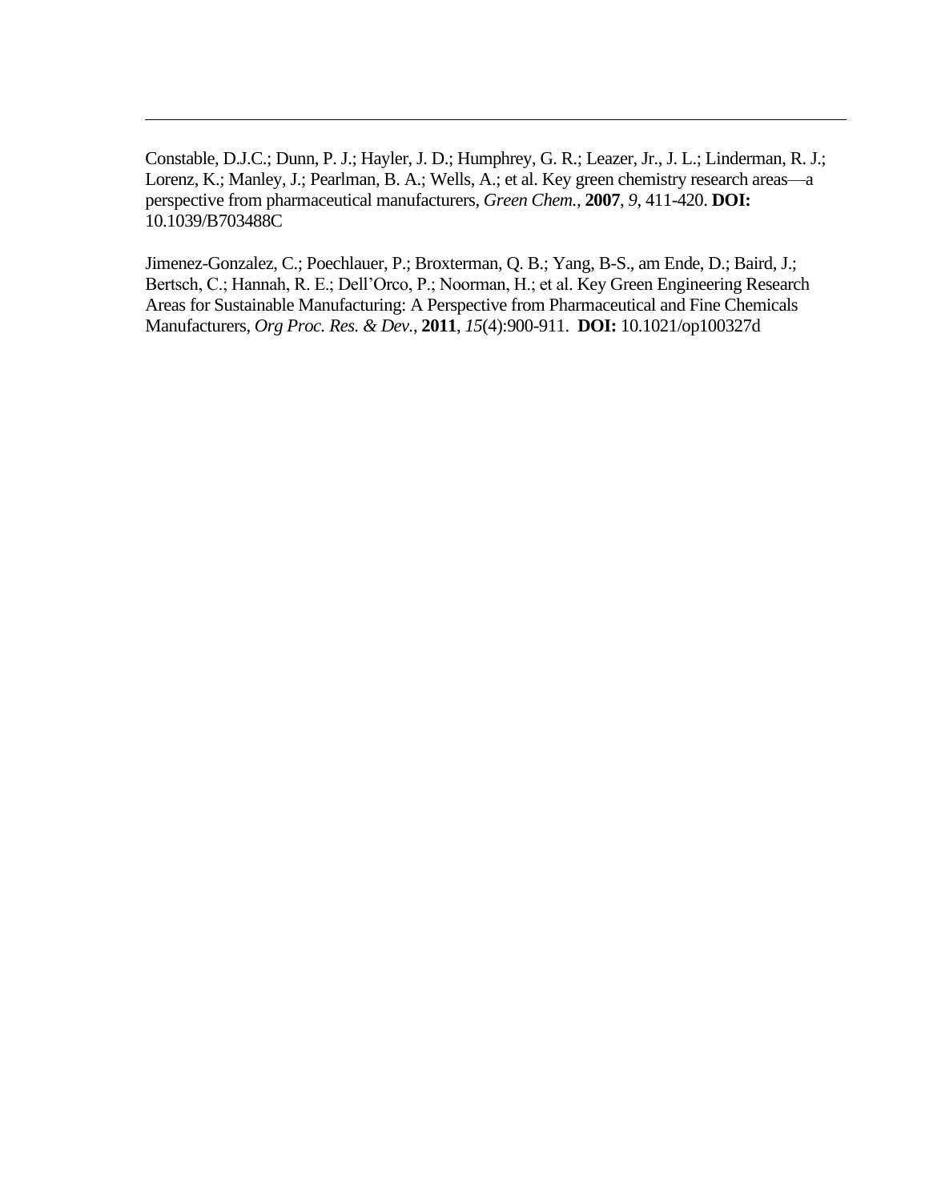Constable, D.J.C.; Dunn, P. J.; Hayler, J. D.; Humphrey, G. R.; Leazer, Jr., J. L.; Linderman, R. J.; Lorenz, K.; Manley, J.; Pearlman, B. A.; Wells, A.; et al. Key green chemistry research areas—a perspective from pharmaceutical manufacturers, *Green Chem.*, **2007**, *9*, 411-420. **DOI:** 10.1039/B703488C

Jimenez-Gonzalez, C.; Poechlauer, P.; Broxterman, Q. B.; Yang, B-S., am Ende, D.; Baird, J.; Bertsch, C.; Hannah, R. E.; Dell'Orco, P.; Noorman, H.; et al. Key Green Engineering Research Areas for Sustainable Manufacturing: A Perspective from Pharmaceutical and Fine Chemicals Manufacturers, *Org Proc. Res. & Dev.*, **2011**, *15*(4):900-911. **DOI:** 10.1021/op100327d